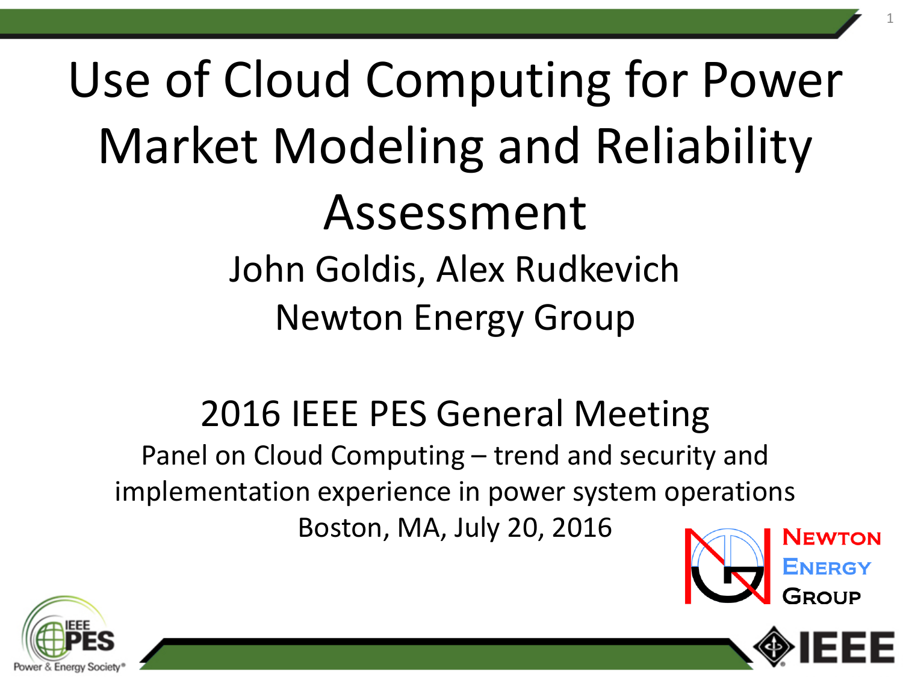# Use of Cloud Computing for Power Market Modeling and Reliability Assessment

John Goldis, Alex Rudkevich

Newton Energy Group

2016 IEEE PES General Meeting

Panel on Cloud Computing – trend and security and implementation experience in power system operations

Boston, MA, July 20, 2016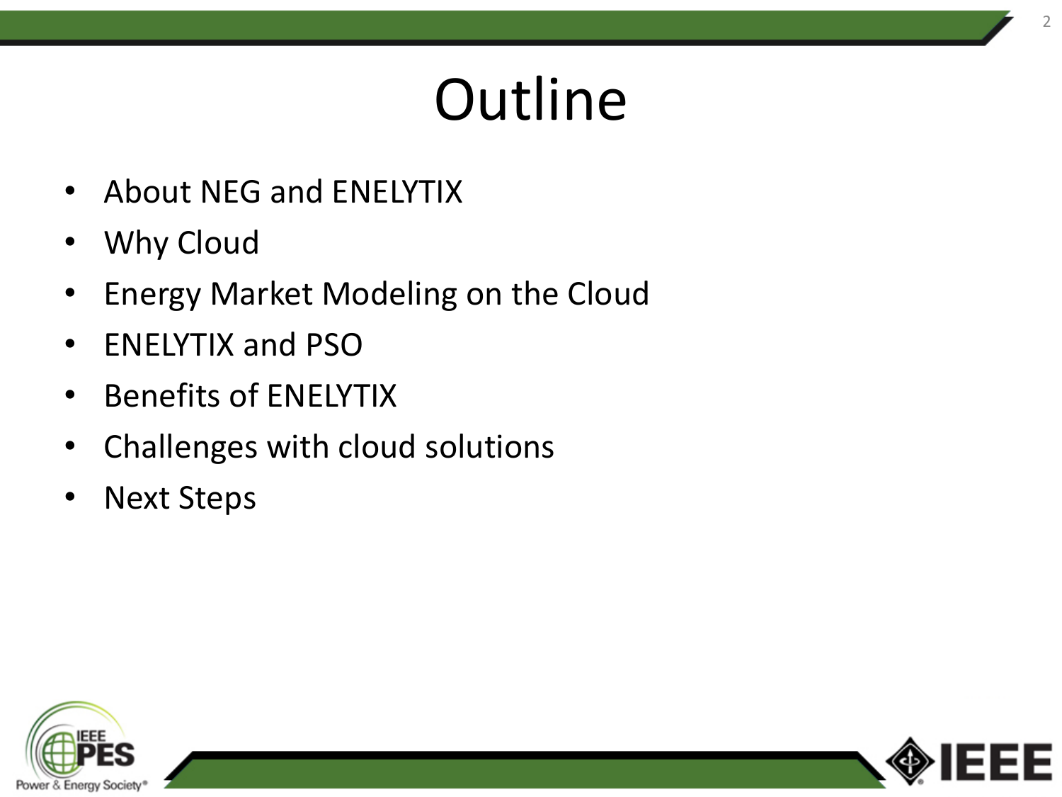# Outline

- About NEG and ENELYTIX
- Why Cloud
- Energy Market Modeling on the Cloud
- ENELYTIX and PSO
- Benefits of ENELYTIX
- Challenges with cloud solutions
- Next Steps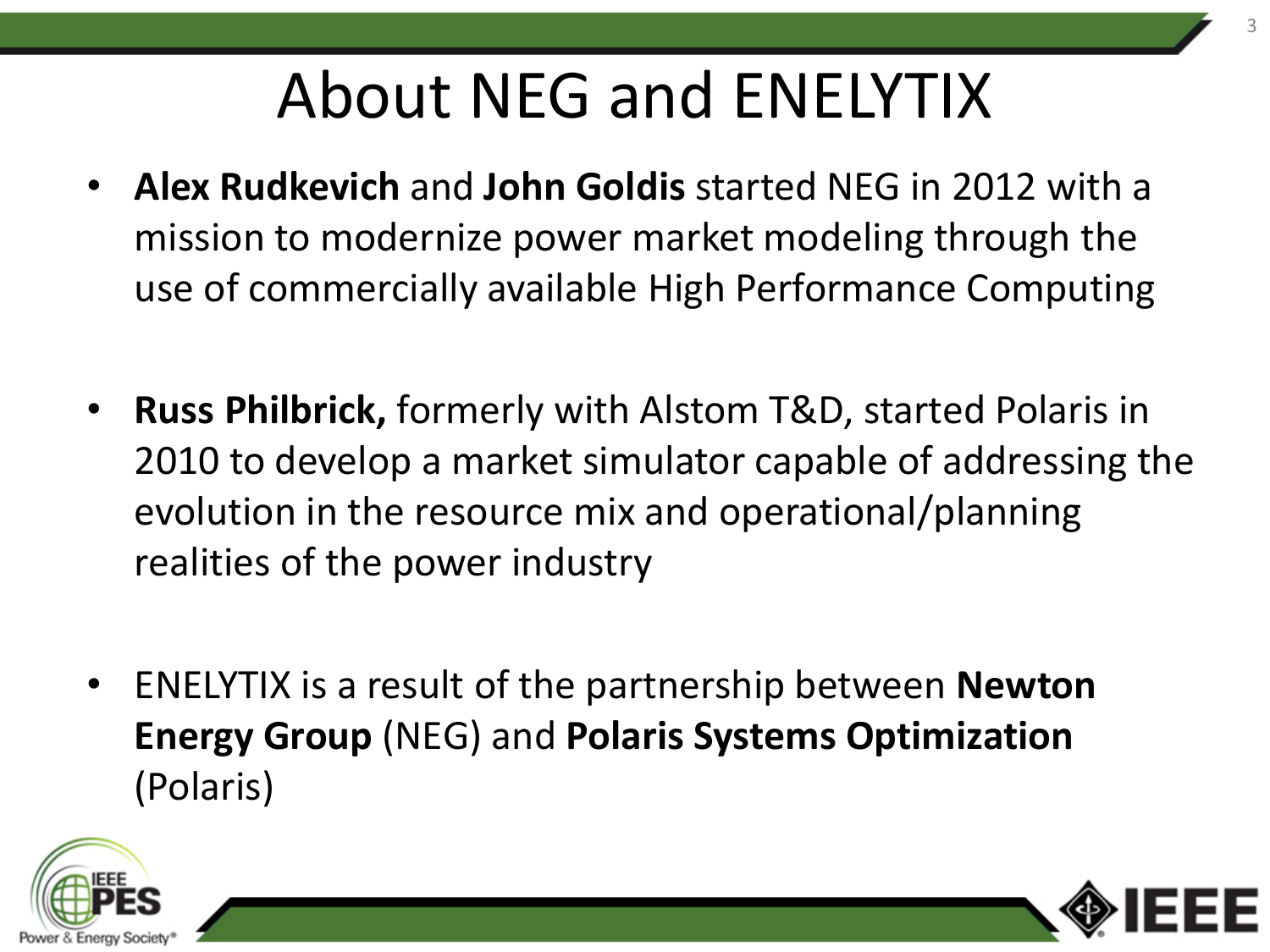# About NEG and ENELYTIX

- **Alex Rudkevich** and **John Goldis** started NEG in 2012 with a mission to modernize power market modeling through the use of commercially available High Performance Computing

- **Russ Philbrick,** formerly with Alstom T&D, started Polaris in 2010 to develop a market simulator capable of addressing the evolution in the resource mix and operational/planning realities of the power industry

- ENELYTIX is a result of the partnership between **Newton Energy Group** (NEG) and **Polaris Systems Optimization** (Polaris)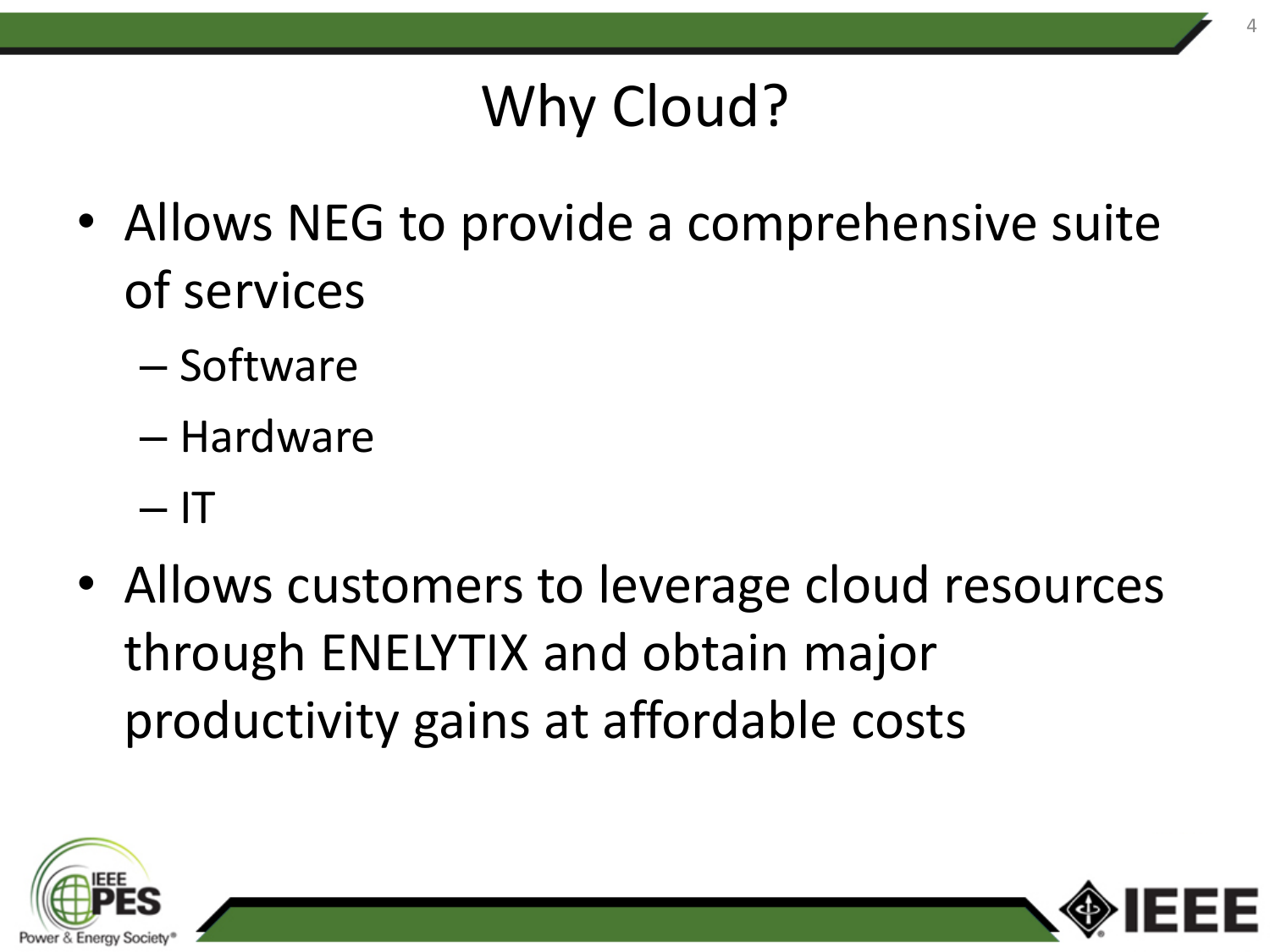# Why Cloud?

- Allows NEG to provide a comprehensive suite of services
  - Software
  - Hardware
  - IT
- Allows customers to leverage cloud resources through ENELYTIX and obtain major productivity gains at affordable costs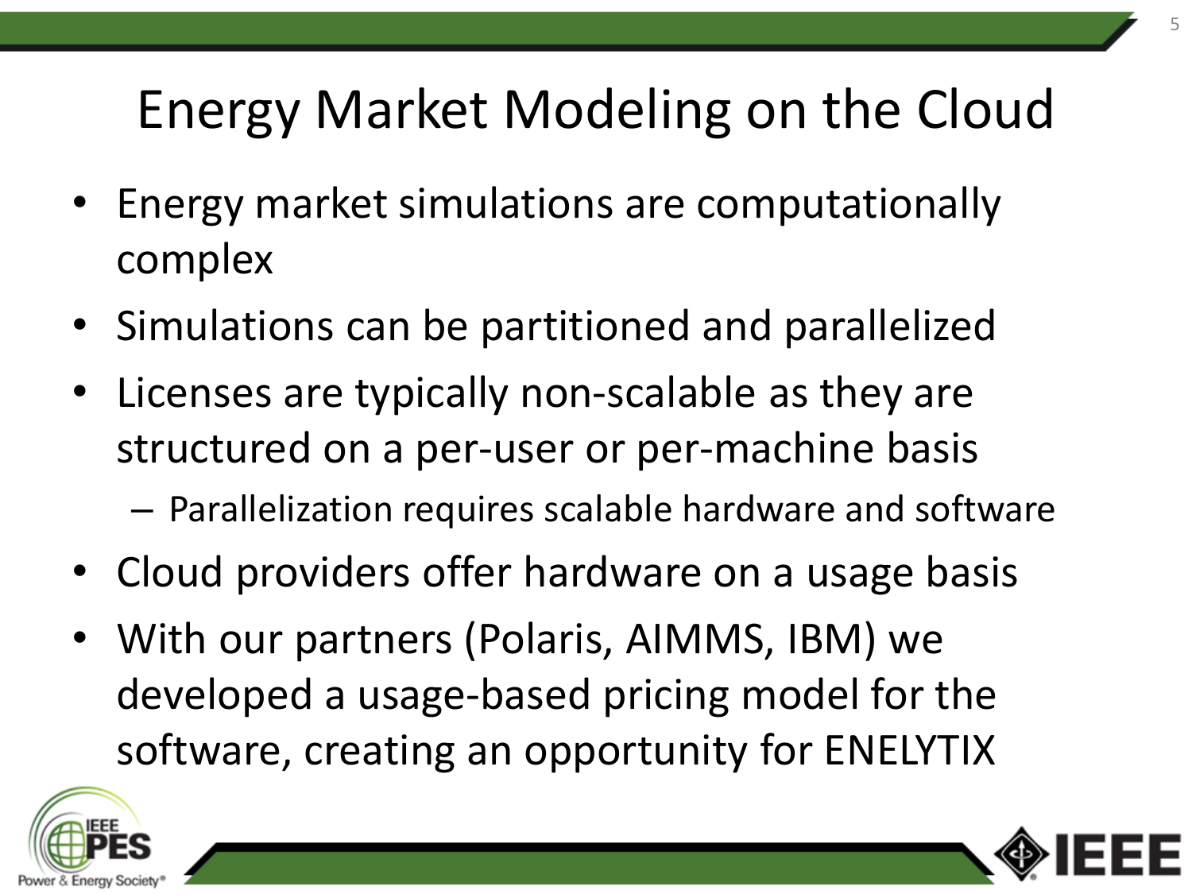# Energy Market Modeling on the Cloud

- Energy market simulations are computationally complex
- Simulations can be partitioned and parallelized
- Licenses are typically non-scalable as they are structured on a per-user or per-machine basis
  - Parallelization requires scalable hardware and software
- Cloud providers offer hardware on a usage basis
- With our partners (Polaris, AIMMS, IBM) we developed a usage-based pricing model for the software, creating an opportunity for ENELYTIX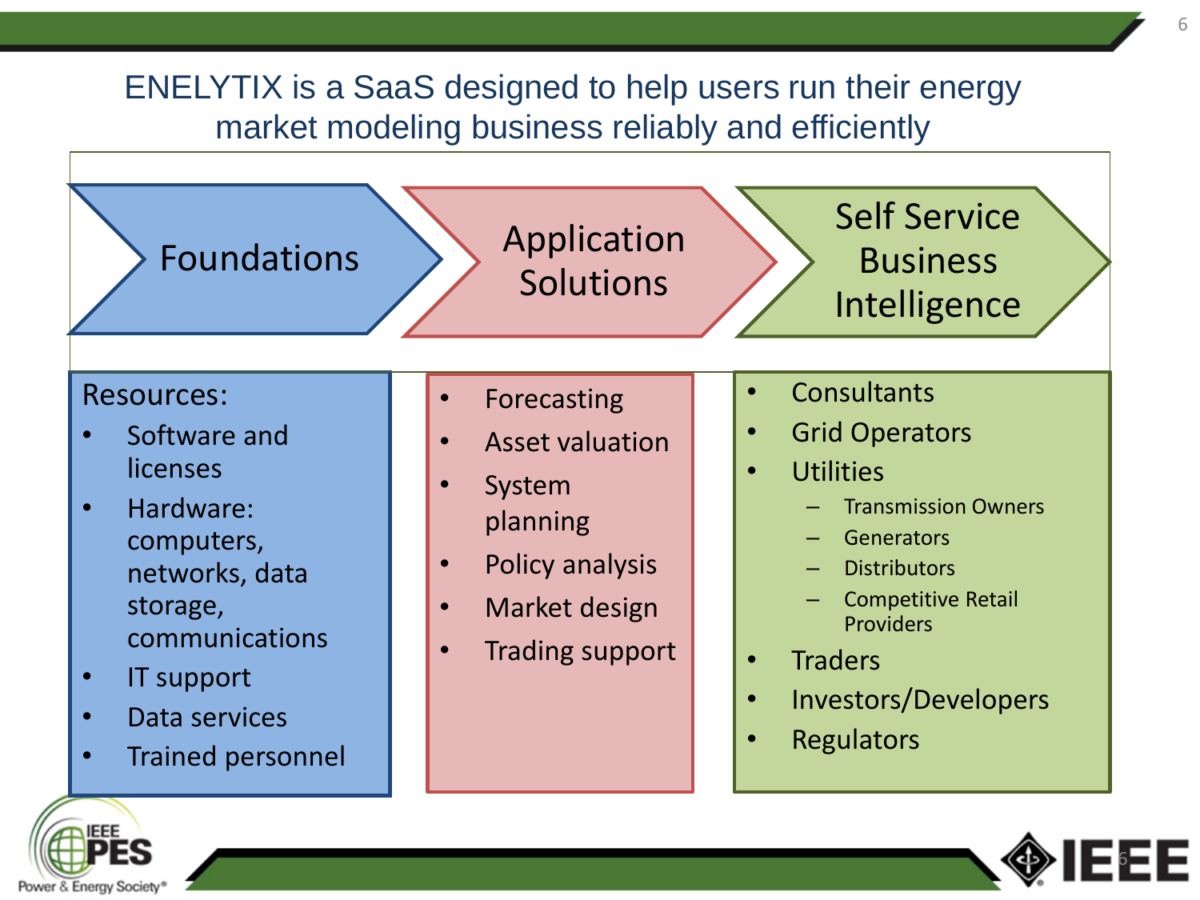# ENELYTIX is a SaaS designed to help users run their energy market modeling business reliably and efficiently

## Foundations

Resources:

- Software and licenses
- Hardware: computers, networks, data storage, communications
- IT support
- Data services
- Trained personnel

## Application Solutions

- Forecasting
- Asset valuation
- System planning
- Policy analysis
- Market design
- Trading support

## Self Service Business Intelligence

- Consultants
- Grid Operators
- Utilities
  - Transmission Owners
  - Generators
  - Distributors
  - Competitive Retail Providers
- Traders
- Investors/Developers
- Regulators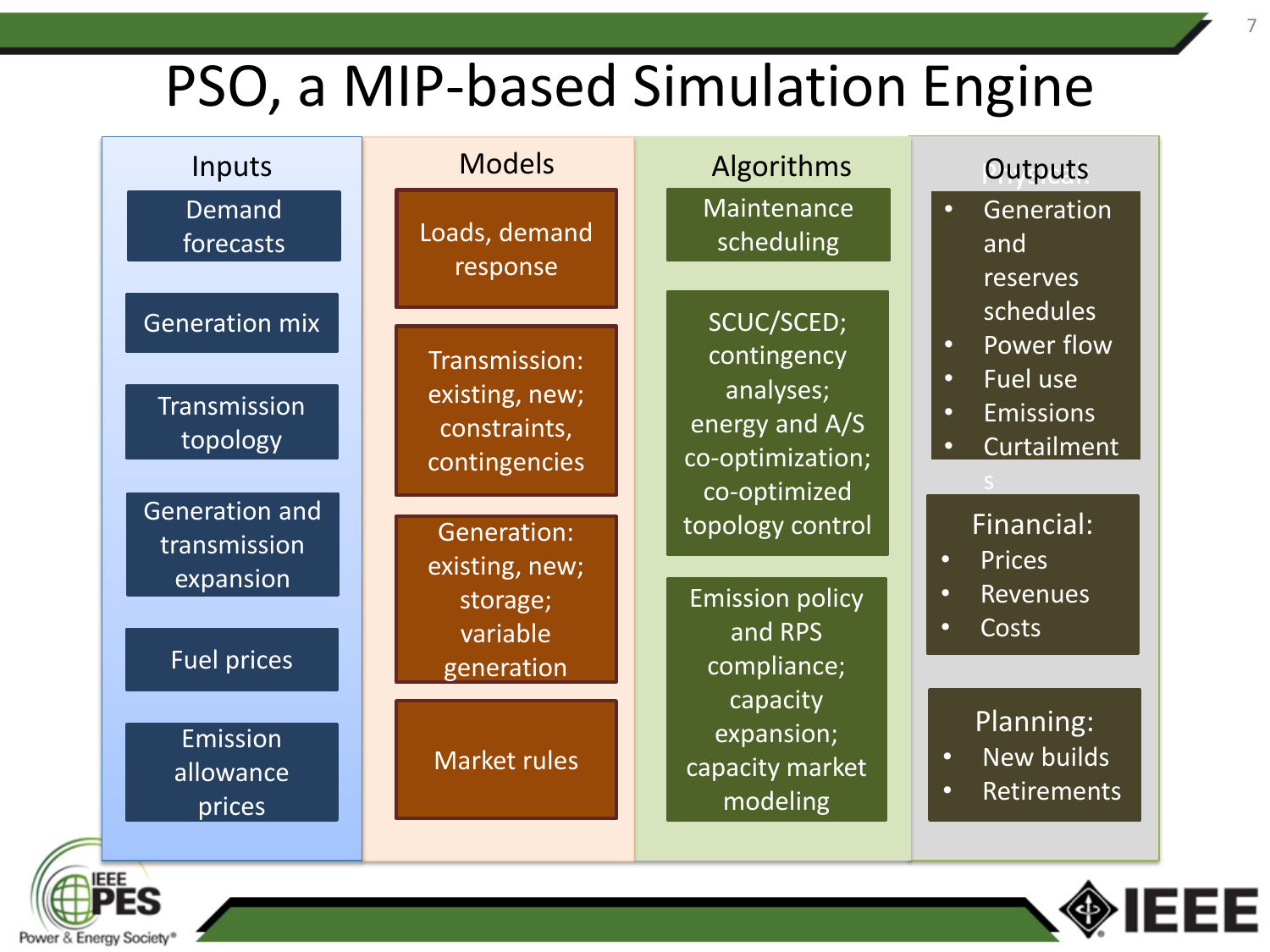# PSO, a MIP-based Simulation Engine

## Inputs

- Demand forecasts
- Generation mix
- Transmission topology
- Generation and transmission expansion
- Fuel prices
- Emission allowance prices

## Models

- Loads, demand response
- Transmission: existing, new; constraints, contingencies
- Generation: existing, new; storage; variable generation
- Market rules

## Algorithms

- Maintenance scheduling
- SCUC/SCED; contingency analyses; energy and A/S co-optimization; co-optimized topology control
- Emission policy and RPS compliance; capacity expansion; capacity market modeling

## Outputs

Physical:

- Generation and reserves schedules
- Power flow
- Fuel use
- Emissions
- Curtailments

Financial:

- Prices
- Revenues
- Costs

Planning:

- New builds
- Retirements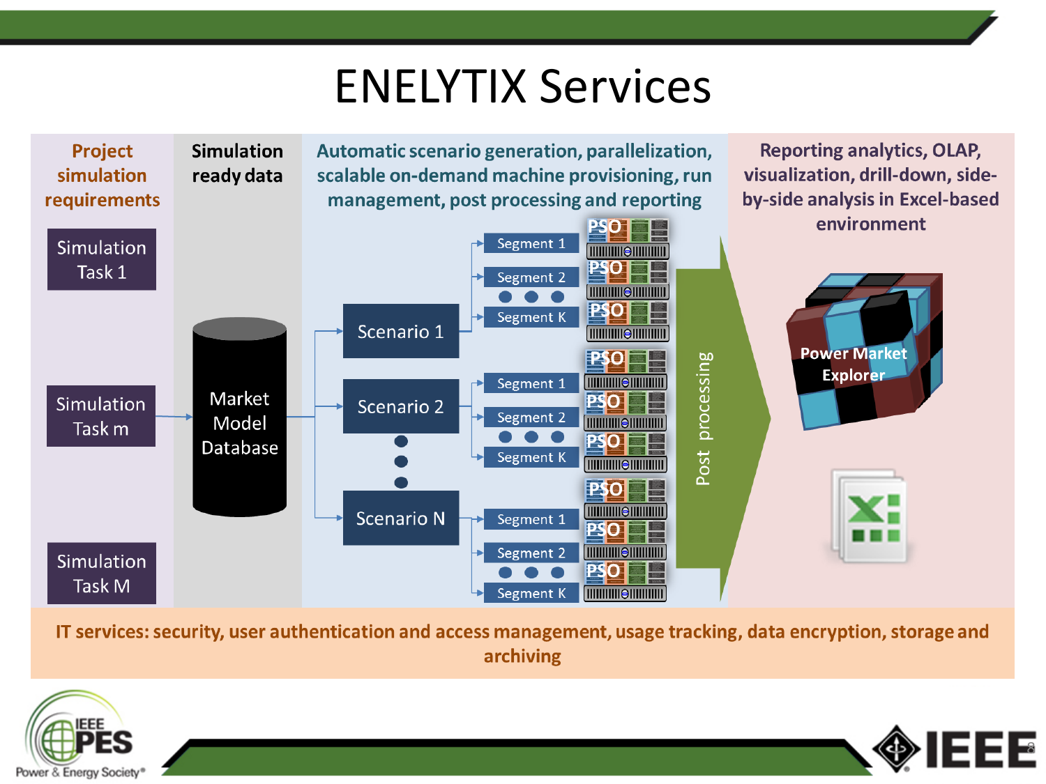# ENELYTIX Services

**Project simulation requirements**

- Simulation Task 1
- Simulation Task m
- Simulation Task M

**Simulation ready data**

Market Model Database

**Automatic scenario generation, parallelization, scalable on-demand machine provisioning, run management, post processing and reporting**

- Scenario 1
  - Segment 1 — PSO
  - Segment 2 — PSO
  - ● ● ●
  - Segment K — PSO
- Scenario 2
  - Segment 1 — PSO
  - Segment 2 — PSO
  - ● ● ●
  - Segment K — PSO
- ● ● ●
- Scenario N
  - Segment 1 — PSO
  - Segment 2 — PSO
  - ● ● ●
  - Segment K — PSO

Post processing

**Reporting analytics, OLAP, visualization, drill-down, side-by-side analysis in Excel-based environment**

Power Market Explorer

**IT services: security, user authentication and access management, usage tracking, data encryption, storage and archiving**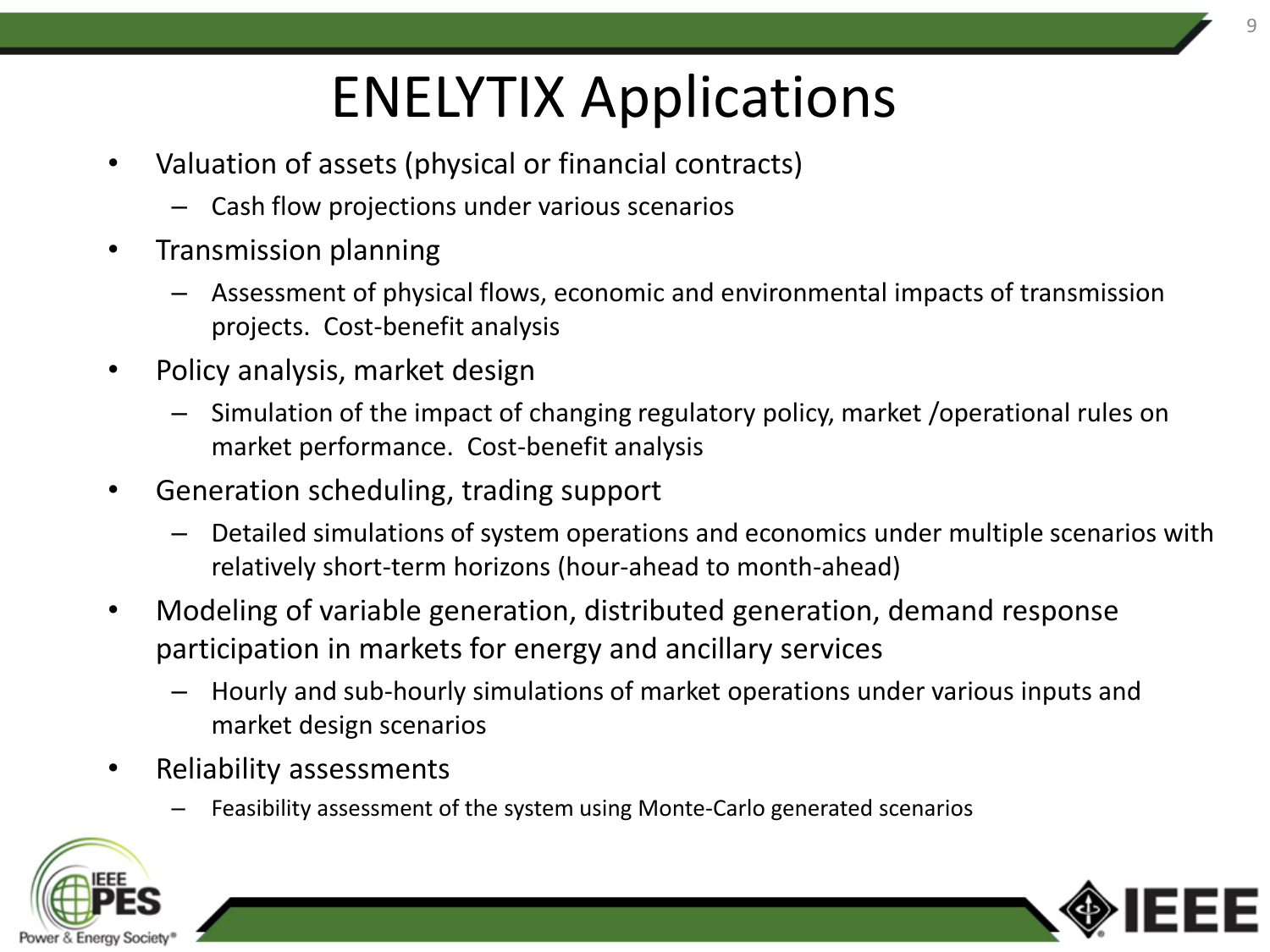# ENELYTIX Applications

- Valuation of assets (physical or financial contracts)
  - Cash flow projections under various scenarios
- Transmission planning
  - Assessment of physical flows, economic and environmental impacts of transmission projects. Cost-benefit analysis
- Policy analysis, market design
  - Simulation of the impact of changing regulatory policy, market /operational rules on market performance. Cost-benefit analysis
- Generation scheduling, trading support
  - Detailed simulations of system operations and economics under multiple scenarios with relatively short-term horizons (hour-ahead to month-ahead)
- Modeling of variable generation, distributed generation, demand response participation in markets for energy and ancillary services
  - Hourly and sub-hourly simulations of market operations under various inputs and market design scenarios
- Reliability assessments
  - Feasibility assessment of the system using Monte-Carlo generated scenarios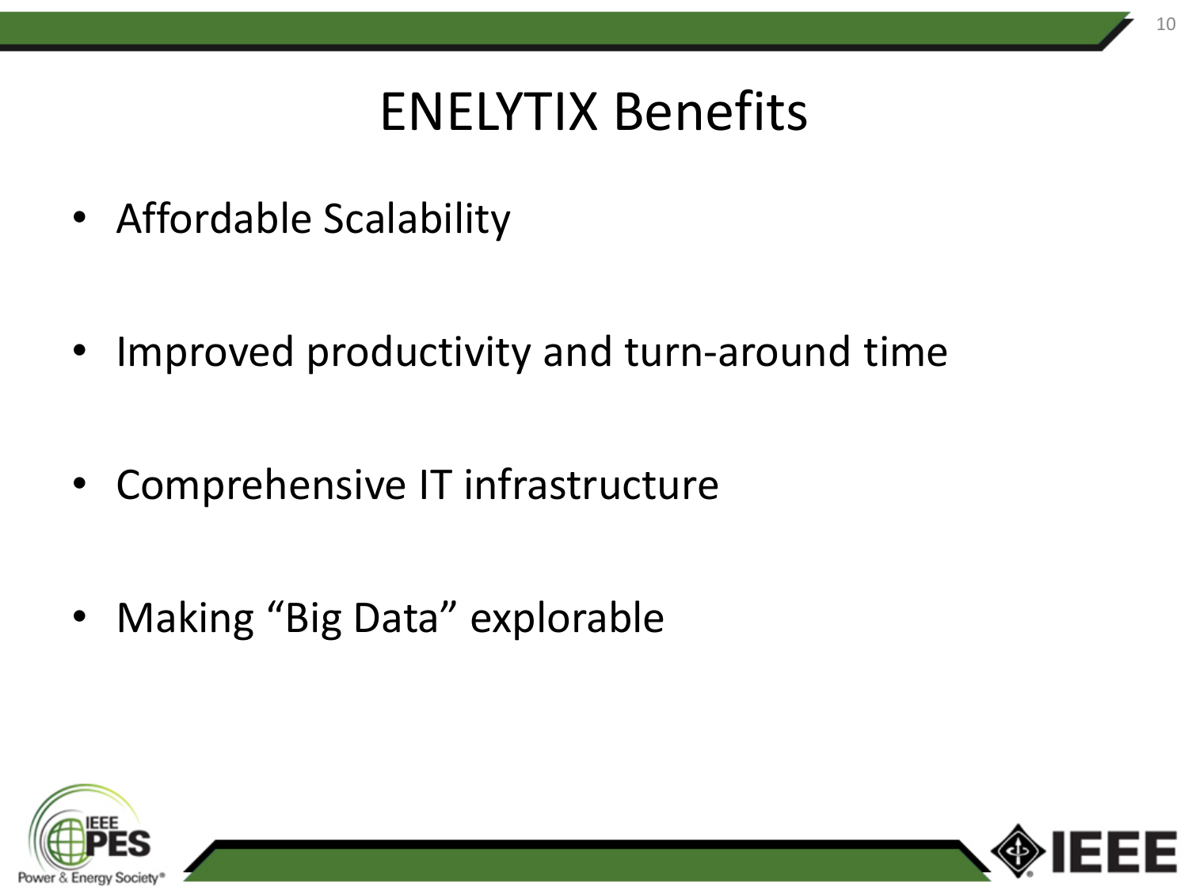# ENELYTIX Benefits

- Affordable Scalability
- Improved productivity and turn-around time
- Comprehensive IT infrastructure
- Making “Big Data” explorable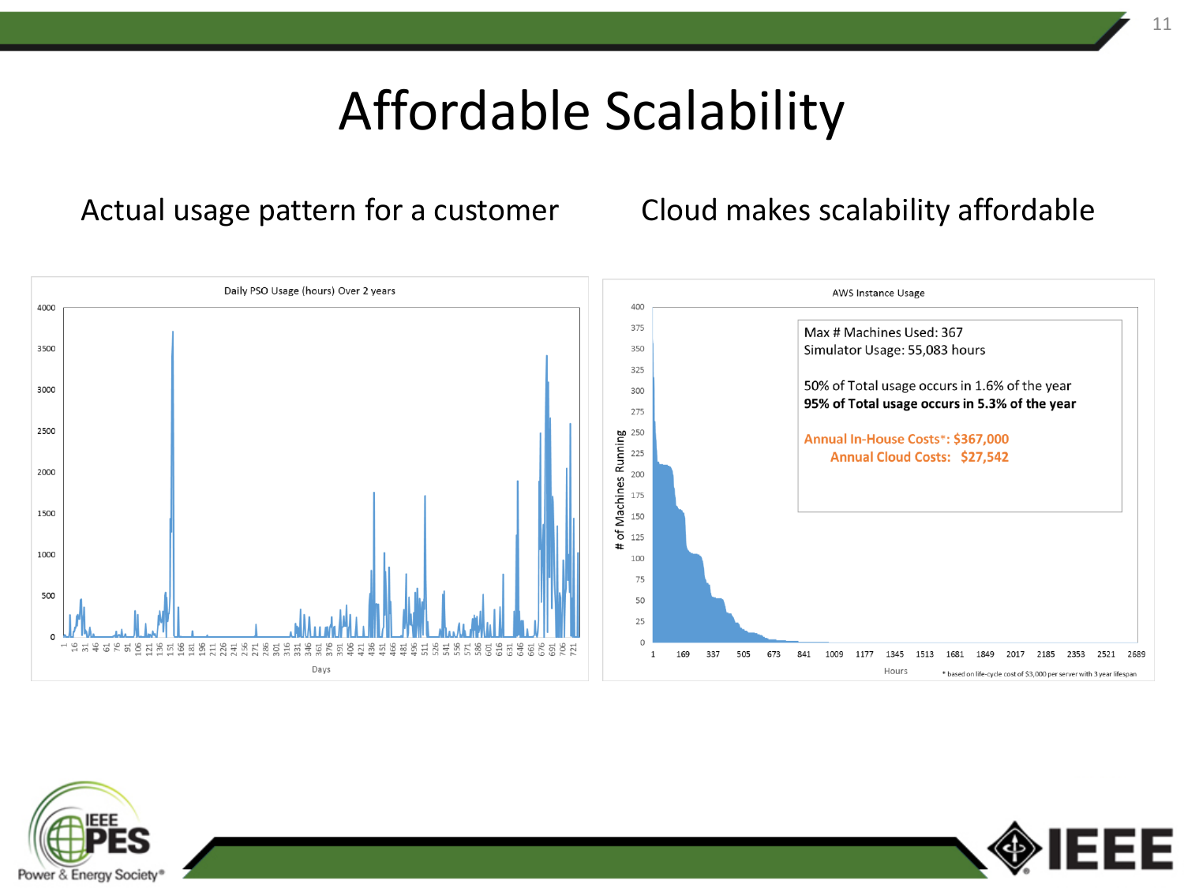# Affordable Scalability

## Actual usage pattern for a customer

Daily PSO Usage (hours) Over 2 years

## Cloud makes scalability affordable

AWS Instance Usage

Max # Machines Used: 367
Simulator Usage: 55,083 hours

50% of Total usage occurs in 1.6% of the year
**95% of Total usage occurs in 5.3% of the year**

Annual In-House Costs*: $367,000
Annual Cloud Costs: $27,542

\* based on life-cycle cost of $3,000 per server with 3 year lifespan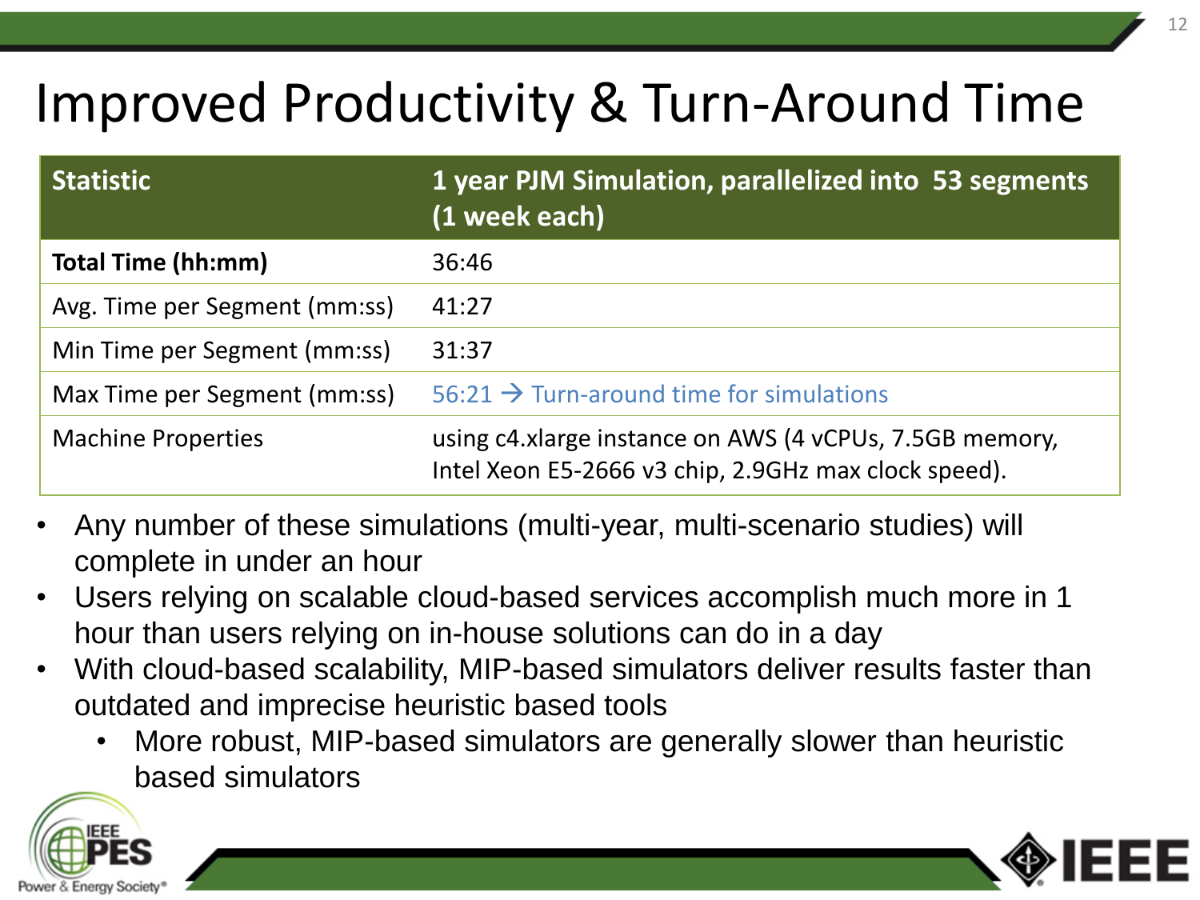# Improved Productivity & Turn-Around Time

| Statistic | 1 year PJM Simulation, parallelized into 53 segments (1 week each) |
|---|---|
| **Total Time (hh:mm)** | 36:46 |
| Avg. Time per Segment (mm:ss) | 41:27 |
| Min Time per Segment (mm:ss) | 31:37 |
| Max Time per Segment (mm:ss) | 56:21 → Turn-around time for simulations |
| Machine Properties | using c4.xlarge instance on AWS (4 vCPUs, 7.5GB memory, Intel Xeon E5-2666 v3 chip, 2.9GHz max clock speed). |

- Any number of these simulations (multi-year, multi-scenario studies) will complete in under an hour
- Users relying on scalable cloud-based services accomplish much more in 1 hour than users relying on in-house solutions can do in a day
- With cloud-based scalability, MIP-based simulators deliver results faster than outdated and imprecise heuristic based tools
  - More robust, MIP-based simulators are generally slower than heuristic based simulators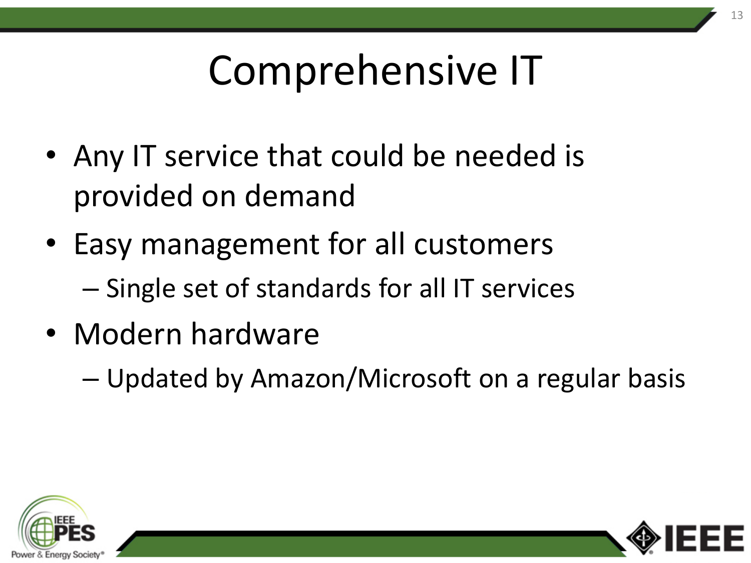# Comprehensive IT

- Any IT service that could be needed is provided on demand
- Easy management for all customers
  - Single set of standards for all IT services
- Modern hardware
  - Updated by Amazon/Microsoft on a regular basis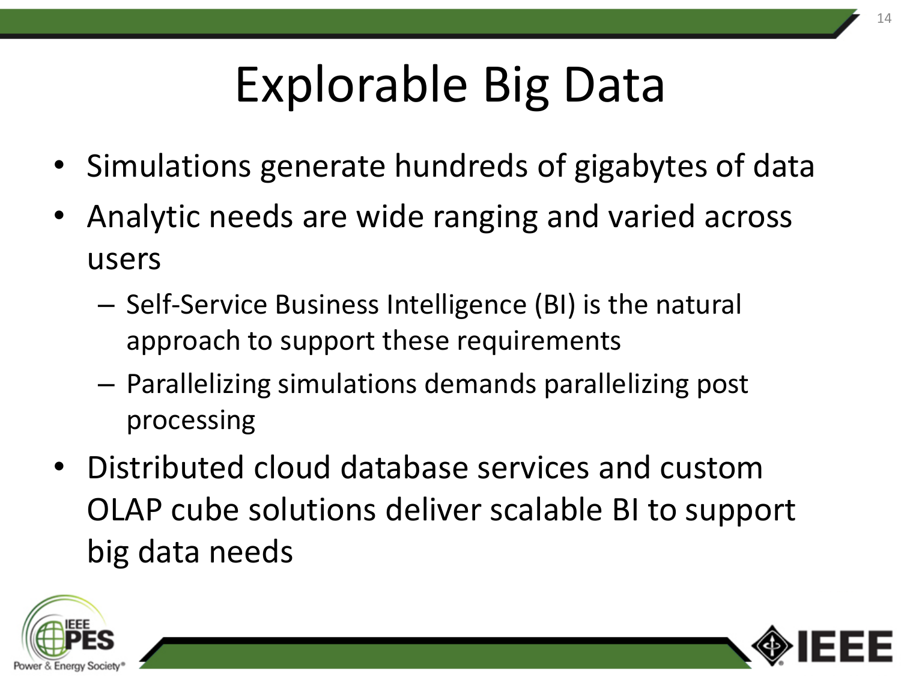# Explorable Big Data

- Simulations generate hundreds of gigabytes of data
- Analytic needs are wide ranging and varied across users
  - Self-Service Business Intelligence (BI) is the natural approach to support these requirements
  - Parallelizing simulations demands parallelizing post processing
- Distributed cloud database services and custom OLAP cube solutions deliver scalable BI to support big data needs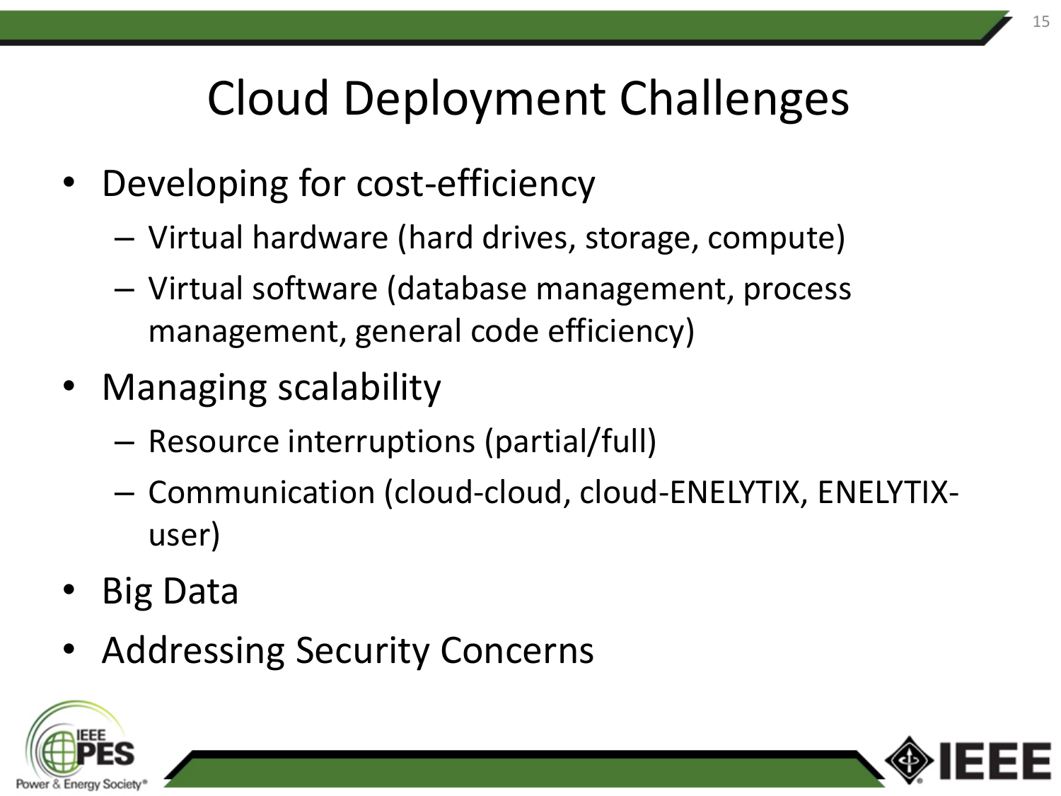# Cloud Deployment Challenges

- Developing for cost-efficiency
  - Virtual hardware (hard drives, storage, compute)
  - Virtual software (database management, process management, general code efficiency)
- Managing scalability
  - Resource interruptions (partial/full)
  - Communication (cloud-cloud, cloud-ENELYTIX, ENELYTIX-user)
- Big Data
- Addressing Security Concerns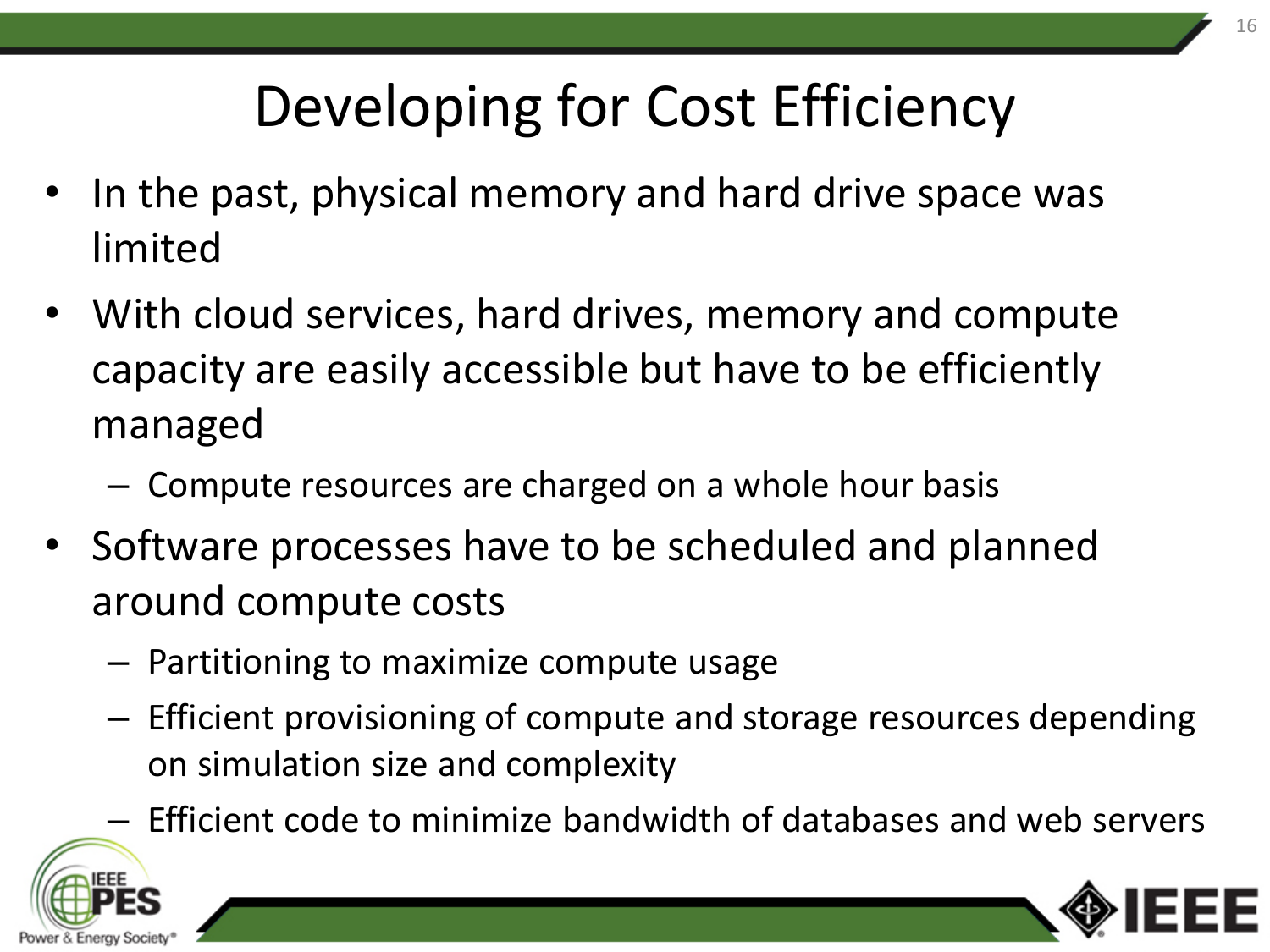# Developing for Cost Efficiency

- In the past, physical memory and hard drive space was limited
- With cloud services, hard drives, memory and compute capacity are easily accessible but have to be efficiently managed
  - Compute resources are charged on a whole hour basis
- Software processes have to be scheduled and planned around compute costs
  - Partitioning to maximize compute usage
  - Efficient provisioning of compute and storage resources depending on simulation size and complexity
  - Efficient code to minimize bandwidth of databases and web servers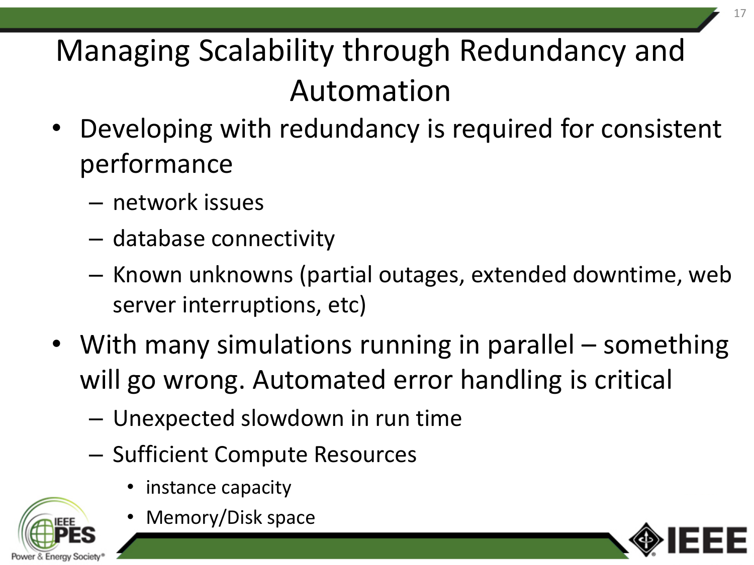# Managing Scalability through Redundancy and Automation

- Developing with redundancy is required for consistent performance
  - network issues
  - database connectivity
  - Known unknowns (partial outages, extended downtime, web server interruptions, etc)
- With many simulations running in parallel – something will go wrong. Automated error handling is critical
  - Unexpected slowdown in run time
  - Sufficient Compute Resources
    - instance capacity
    - Memory/Disk space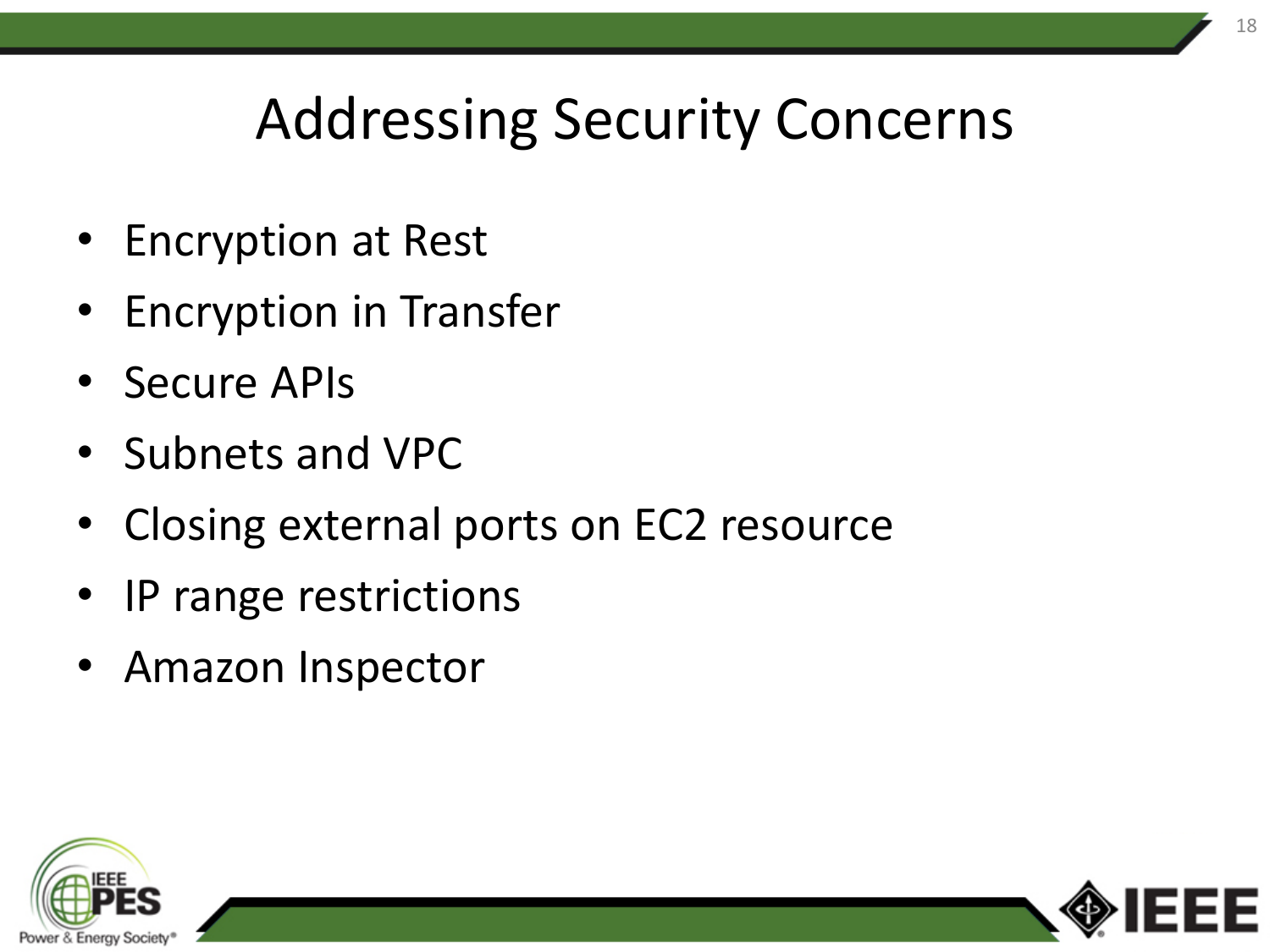# Addressing Security Concerns

- Encryption at Rest
- Encryption in Transfer
- Secure APIs
- Subnets and VPC
- Closing external ports on EC2 resource
- IP range restrictions
- Amazon Inspector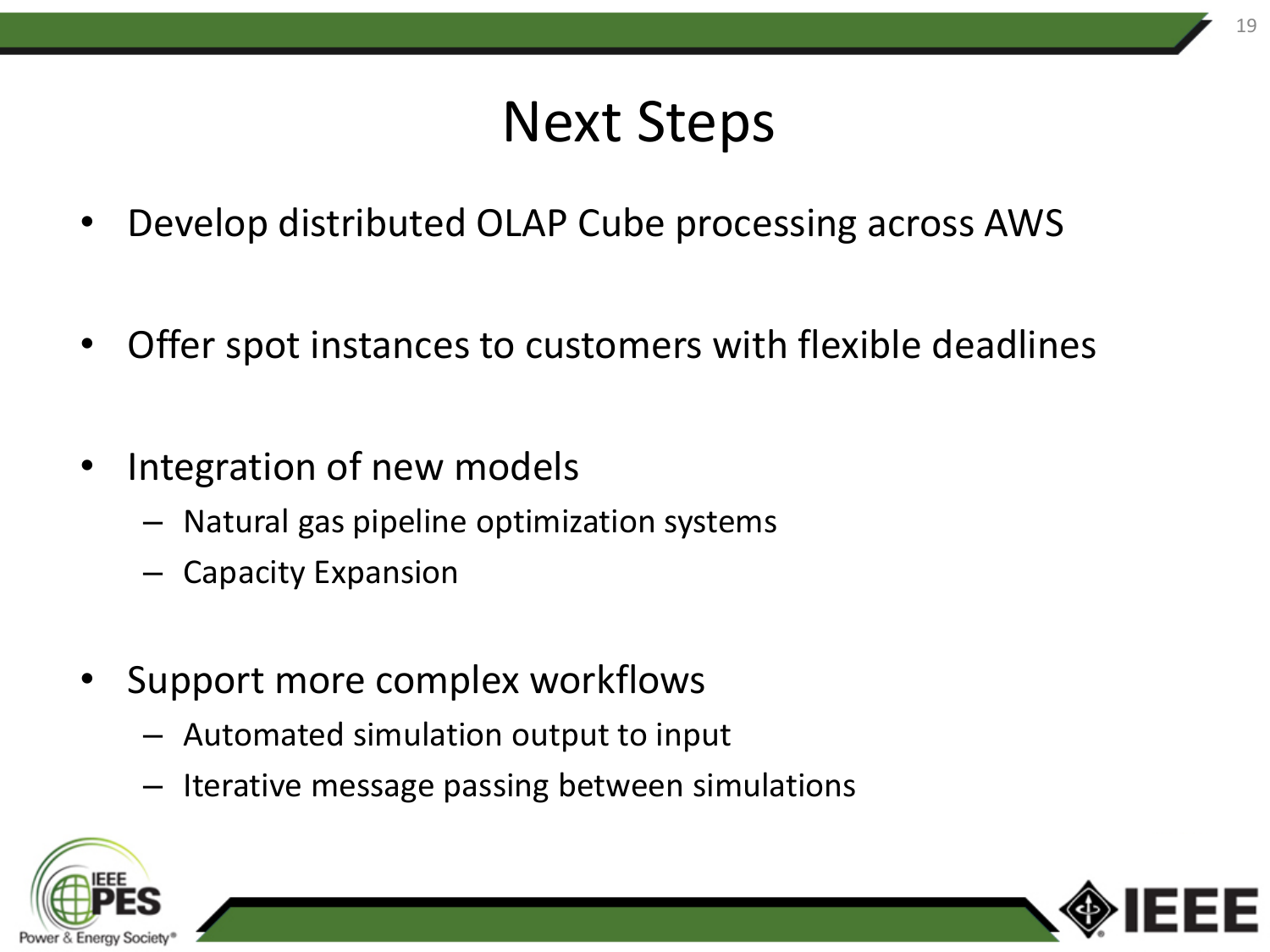# Next Steps

- Develop distributed OLAP Cube processing across AWS
- Offer spot instances to customers with flexible deadlines
- Integration of new models
  - Natural gas pipeline optimization systems
  - Capacity Expansion
- Support more complex workflows
  - Automated simulation output to input
  - Iterative message passing between simulations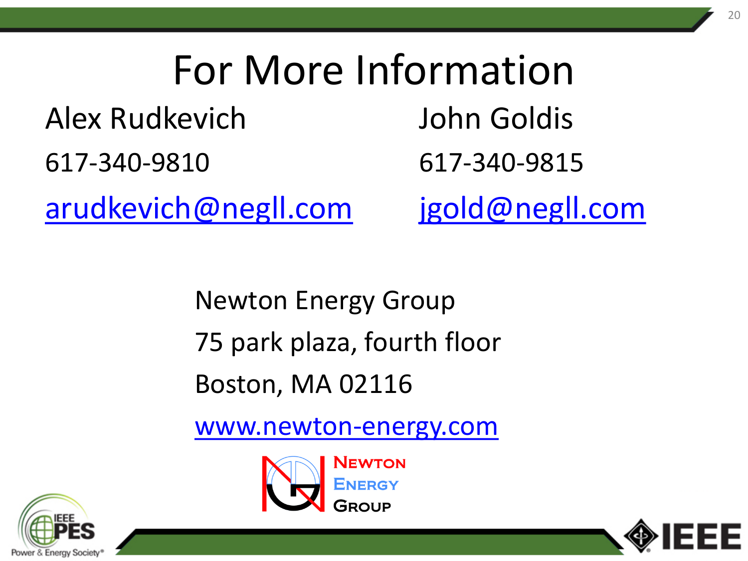# For More Information

Alex Rudkevich

617-340-9810

arudkevich@negll.com

John Goldis

617-340-9815

jgold@negll.com

Newton Energy Group

75 park plaza, fourth floor

Boston, MA 02116

www.newton-energy.com